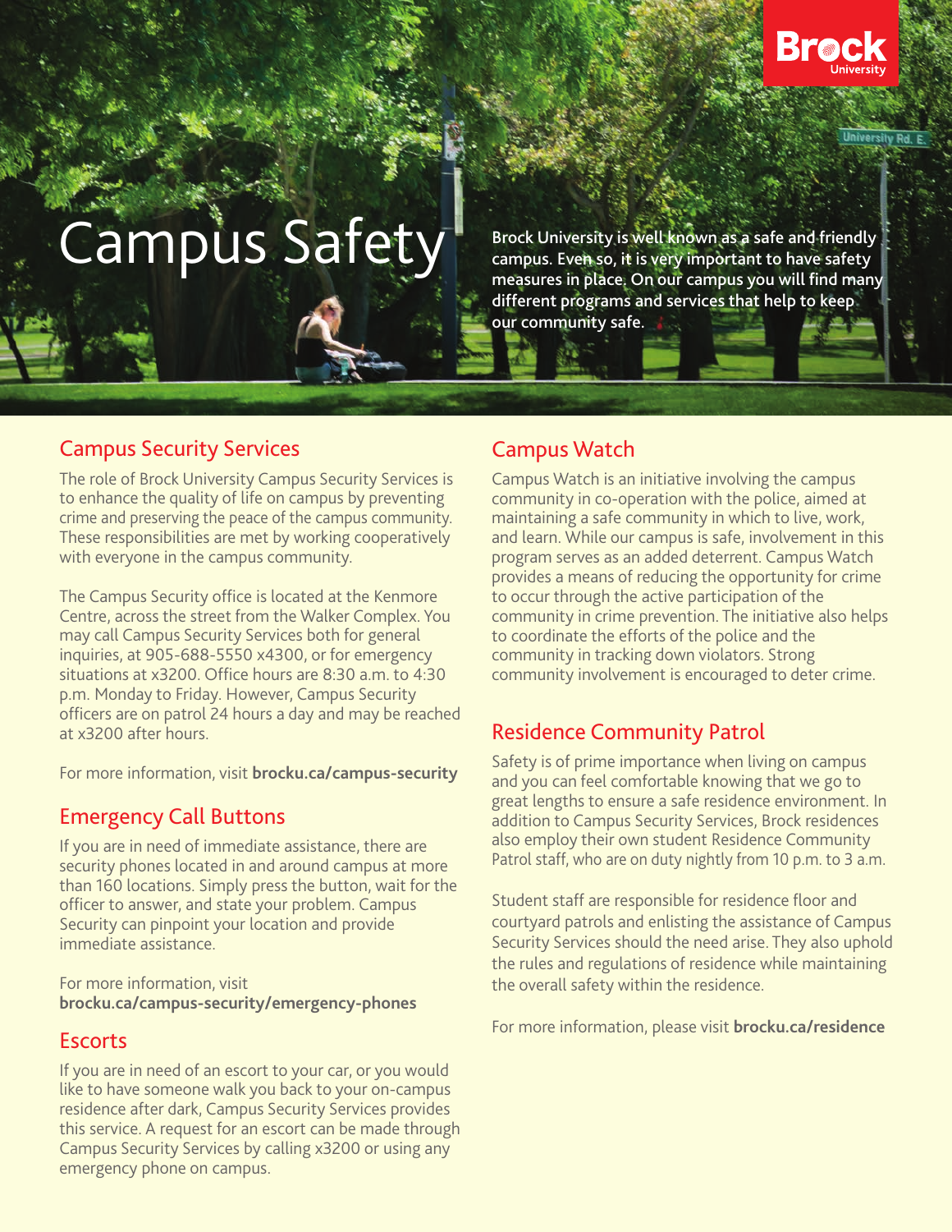# Campus Safety

**Brock University is well known as a safe and friendly campus. Even so, it is very important to have safety measures in place. On our campus you will find many different programs and services that help to keep our community safe.**

## Campus Security Services

The role of Brock University Campus Security Services is to enhance the quality of life on campus by preventing crime and preserving the peace of the campus community. These responsibilities are met by working cooperatively with everyone in the campus community.

The Campus Security office is located at the Kenmore Centre, across the street from the Walker Complex. You may call Campus Security Services both for general inquiries, at 905-688-5550 x4300, or for emergency situations at x3200. Office hours are 8:30 a.m. to 4:30 p.m. Monday to Friday. However, Campus Security officers are on patrol 24 hours a day and may be reached at x3200 after hours.

For more information, visit **brocku.ca/campus-security**

## Emergency Call Buttons

If you are in need of immediate assistance, there are security phones located in and around campus at more than 160 locations. Simply press the button, wait for the officer to answer, and state your problem. Campus Security can pinpoint your location and provide immediate assistance.

For more information, visit **brocku.ca/campus-security/emergency-phones**

## Escorts

If you are in need of an escort to your car, or you would like to have someone walk you back to your on-campus residence after dark, Campus Security Services provides this service. A request for an escort can be made through Campus Security Services by calling x3200 or using any emergency phone on campus.

## Campus Watch

Campus Watch is an initiative involving the campus community in co-operation with the police, aimed at maintaining a safe community in which to live, work, and learn. While our campus is safe, involvement in this program serves as an added deterrent. Campus Watch provides a means of reducing the opportunity for crime to occur through the active participation of the community in crime prevention. The initiative also helps to coordinate the efforts of the police and the community in tracking down violators. Strong community involvement is encouraged to deter crime.

## Residence Community Patrol

Safety is of prime importance when living on campus and you can feel comfortable knowing that we go to great lengths to ensure a safe residence environment. In addition to Campus Security Services, Brock residences also employ their own student Residence Community Patrol staff, who are on duty nightly from 10 p.m. to 3 a.m.

Student staff are responsible for residence floor and courtyard patrols and enlisting the assistance of Campus Security Services should the need arise. They also uphold the rules and regulations of residence while maintaining the overall safety within the residence.

For more information, please visit **brocku.ca/residence**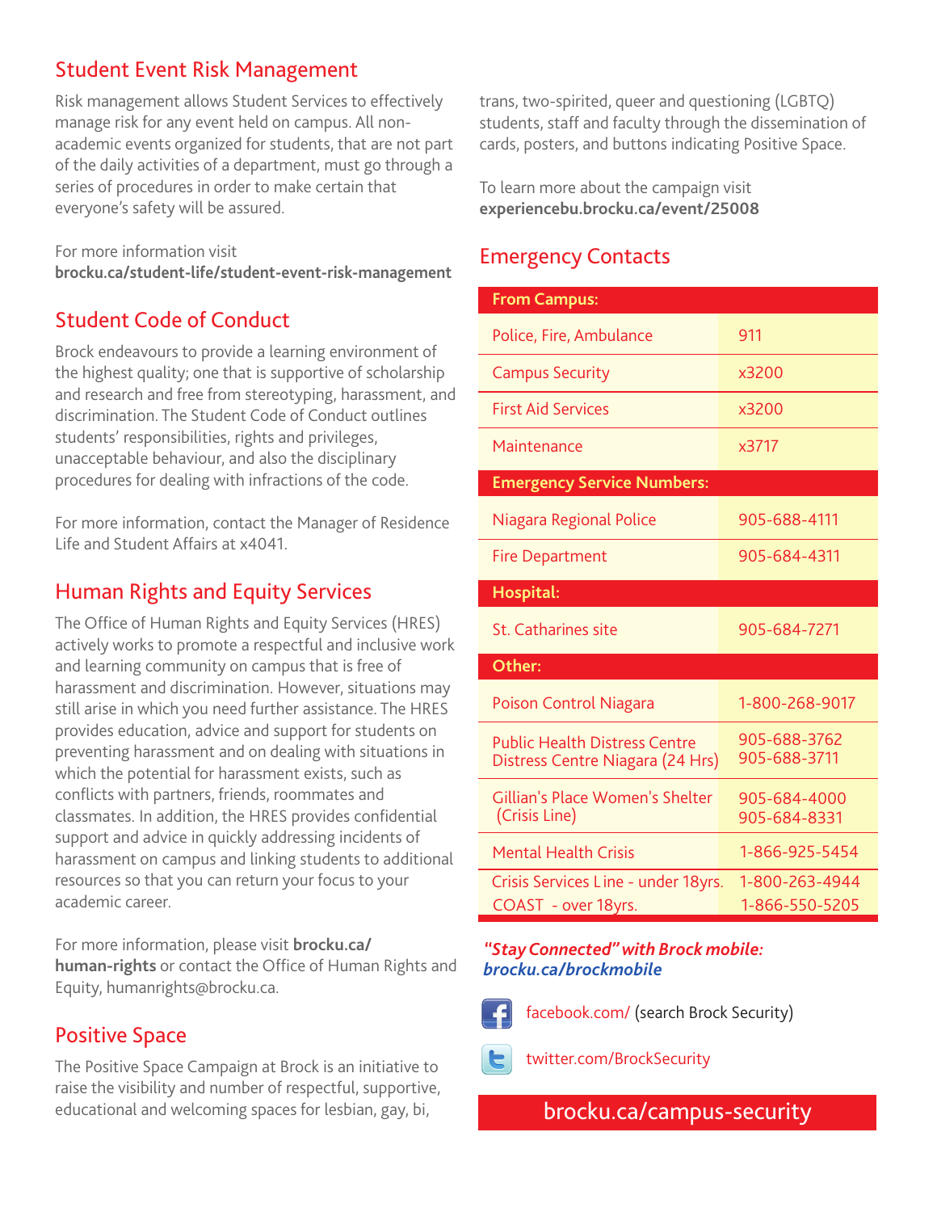## Student Event Risk Management

Risk management allows Student Services to effectively manage risk for any event held on campus. All non-academic events organized for students, that are not part of the daily activities of a department, must go through a series of procedures in order to make certain that everyone's safety will be assured.

For more information visit **brocku.ca/student-life/student-event-risk-management**

## Student Code of Conduct

Brock endeavours to provide a learning environment of the highest quality; one that is supportive of scholarship and research and free from stereotyping, harassment, and discrimination. The Student Code of Conduct outlines students' responsibilities, rights and privileges, unacceptable behaviour, and also the disciplinary procedures for dealing with infractions of the code.

For more information, contact the Manager of Residence Life and Student Affairs at x4041.

## Human Rights and Equity Services

The Office of Human Rights and Equity Services (HRES) actively works to promote a respectful and inclusive work and learning community on campus that is free of harassment and discrimination. However, situations may still arise in which you need further assistance. The HRES provides education, advice and support for students on preventing harassment and on dealing with situations in which the potential for harassment exists, such as conflicts with partners, friends, roommates and classmates. In addition, the HRES provides confidential support and advice in quickly addressing incidents of harassment on campus and linking students to additional resources so that you can return your focus to your academic career.

For more information, please visit **brocku.ca/human-rights** or contact the Office of Human Rights and Equity, humanrights@brocku.ca.

## Positive Space

The Positive Space Campaign at Brock is an initiative to raise the visibility and number of respectful, supportive, educational and welcoming spaces for lesbian, gay, bi, trans, two-spirited, queer and questioning (LGBTQ) students, staff and faculty through the dissemination of cards, posters, and buttons indicating Positive Space.

To learn more about the campaign visit **experiencebu.brocku.ca/event/25008**

## Emergency Contacts

| | |
|---|---|
| **From Campus:** | |
| Police, Fire, Ambulance | 911 |
| Campus Security | x3200 |
| First Aid Services | x3200 |
| Maintenance | x3717 |
| **Emergency Service Numbers:** | |
| Niagara Regional Police | 905-688-4111 |
| Fire Department | 905-684-4311 |
| **Hospital:** | |
| St. Catharines site | 905-684-7271 |
| **Other:** | |
| Poison Control Niagara | 1-800-268-9017 |
| Public Health Distress Centre<br>Distress Centre Niagara (24 Hrs) | 905-688-3762<br>905-688-3711 |
| Gillian's Place Women's Shelter (Crisis Line) | 905-684-4000<br>905-684-8331 |
| Mental Health Crisis | 1-866-925-5454 |
| Crisis Services Line - under 18yrs.<br>COAST - over 18yrs. | 1-800-263-4944<br>1-866-550-5205 |

***"Stay Connected" with Brock mobile:* *brocku.ca/brockmobile***

facebook.com/ (search Brock Security)

twitter.com/BrockSecurity

**brocku.ca/campus-security**